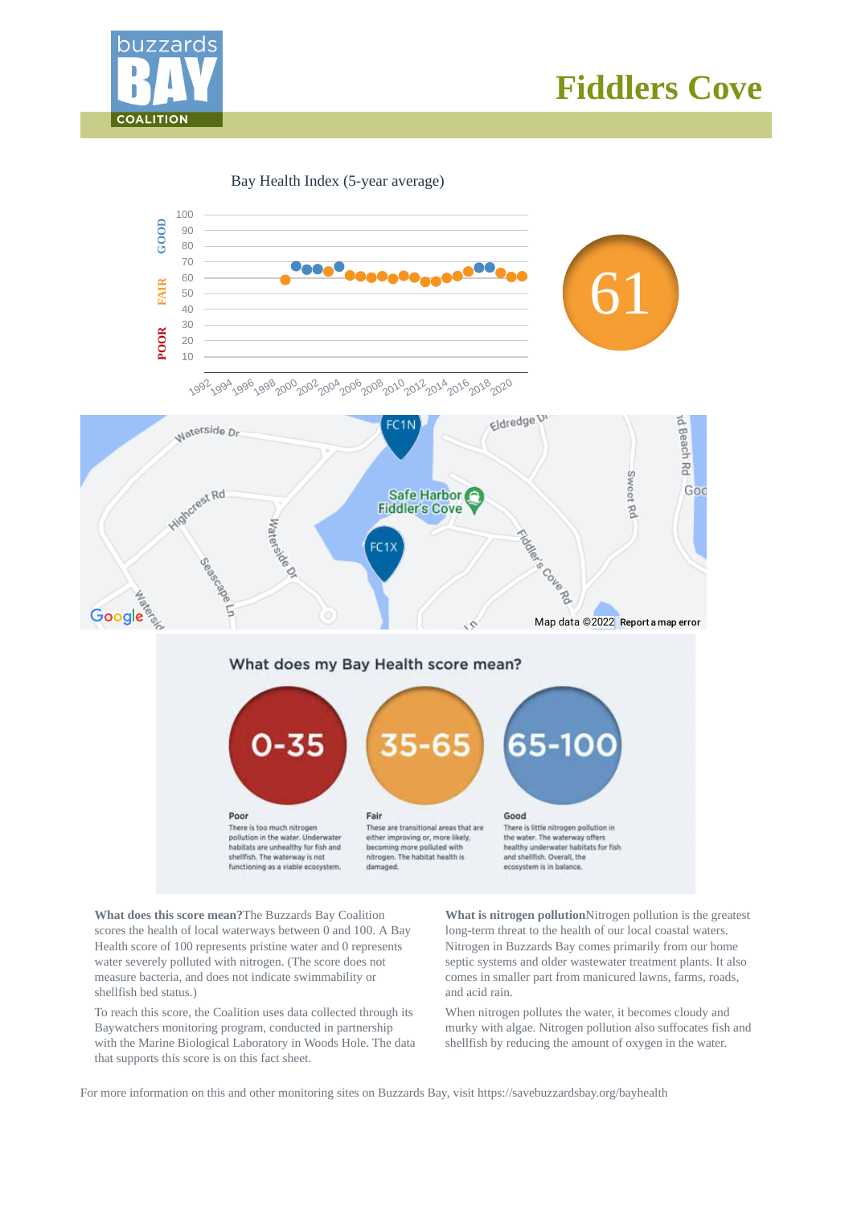# Fiddlers Cove

Bay Health Index (5-year average)

61

## What does my Bay Health score mean?

**0-35**

**Poor**
There is too much nitrogen pollution in the water. Underwater habitats are unhealthy for fish and shellfish. The waterway is not functioning as a viable ecosystem.

**35-65**

**Fair**
These are transitional areas that are either improving or, more likely, becoming more polluted with nitrogen. The habitat health is damaged.

**65-100**

**Good**
There is little nitrogen pollution in the water. The waterway offers healthy underwater habitats for fish and shellfish. Overall, the ecosystem is in balance.

**What does this score mean?** The Buzzards Bay Coalition scores the health of local waterways between 0 and 100. A Bay Health score of 100 represents pristine water and 0 represents water severely polluted with nitrogen. (The score does not measure bacteria, and does not indicate swimmability or shellfish bed status.)

To reach this score, the Coalition uses data collected through its Baywatchers monitoring program, conducted in partnership with the Marine Biological Laboratory in Woods Hole. The data that supports this score is on this fact sheet.

**What is nitrogen pollution** Nitrogen pollution is the greatest long-term threat to the health of our local coastal waters. Nitrogen in Buzzards Bay comes primarily from our home septic systems and older wastewater treatment plants. It also comes in smaller part from manicured lawns, farms, roads, and acid rain.

When nitrogen pollutes the water, it becomes cloudy and murky with algae. Nitrogen pollution also suffocates fish and shellfish by reducing the amount of oxygen in the water.

For more information on this and other monitoring sites on Buzzards Bay, visit https://savebuzzardsbay.org/bayhealth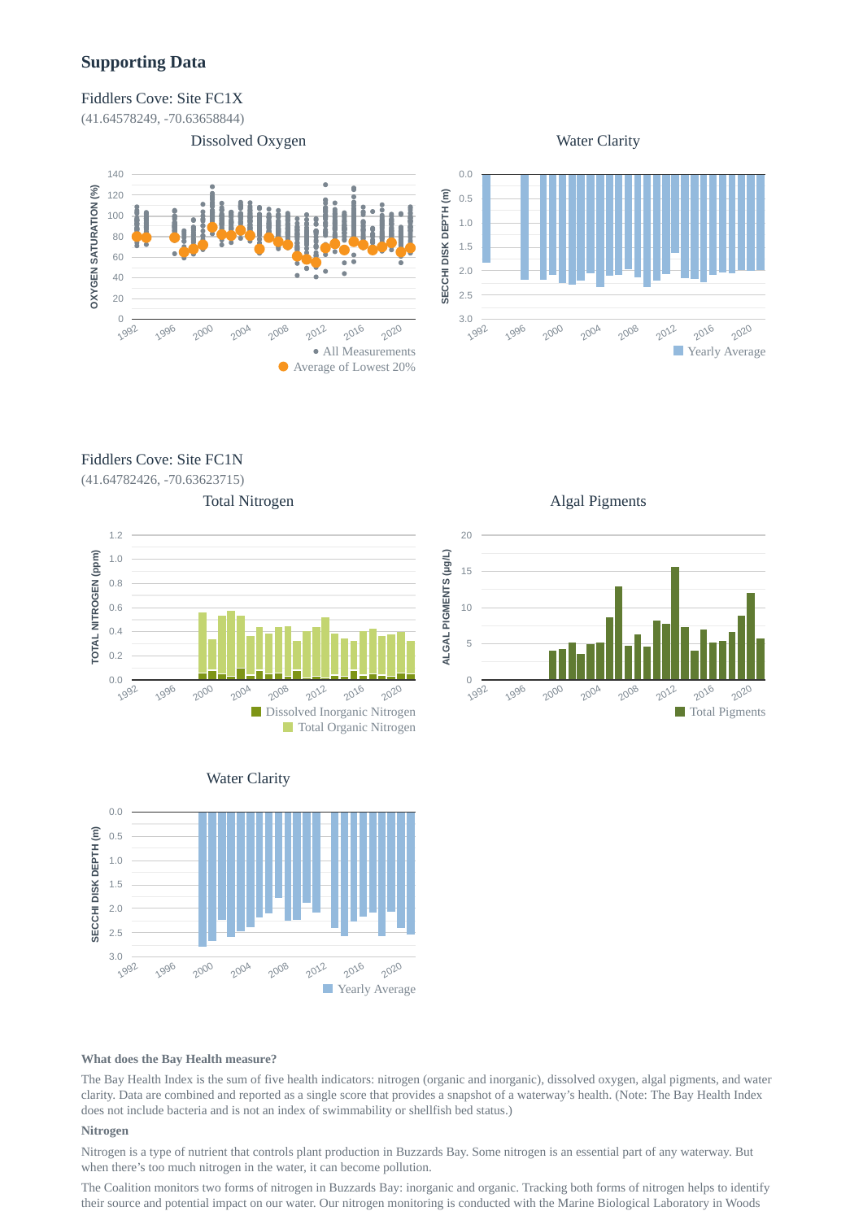## Supporting Data

### Fiddlers Cove: Site FC1X

(41.64578249, -70.63658844)

Dissolved Oxygen

Water Clarity

### Fiddlers Cove: Site FC1N

(41.64782426, -70.63623715)

Total Nitrogen

Algal Pigments

Water Clarity

**What does the Bay Health measure?**

The Bay Health Index is the sum of five health indicators: nitrogen (organic and inorganic), dissolved oxygen, algal pigments, and water clarity. Data are combined and reported as a single score that provides a snapshot of a waterway's health. (Note: The Bay Health Index does not include bacteria and is not an index of swimmability or shellfish bed status.)

**Nitrogen**

Nitrogen is a type of nutrient that controls plant production in Buzzards Bay. Some nitrogen is an essential part of any waterway. But when there's too much nitrogen in the water, it can become pollution.

The Coalition monitors two forms of nitrogen in Buzzards Bay: inorganic and organic. Tracking both forms of nitrogen helps to identify their source and potential impact on our water. Our nitrogen monitoring is conducted with the Marine Biological Laboratory in Woods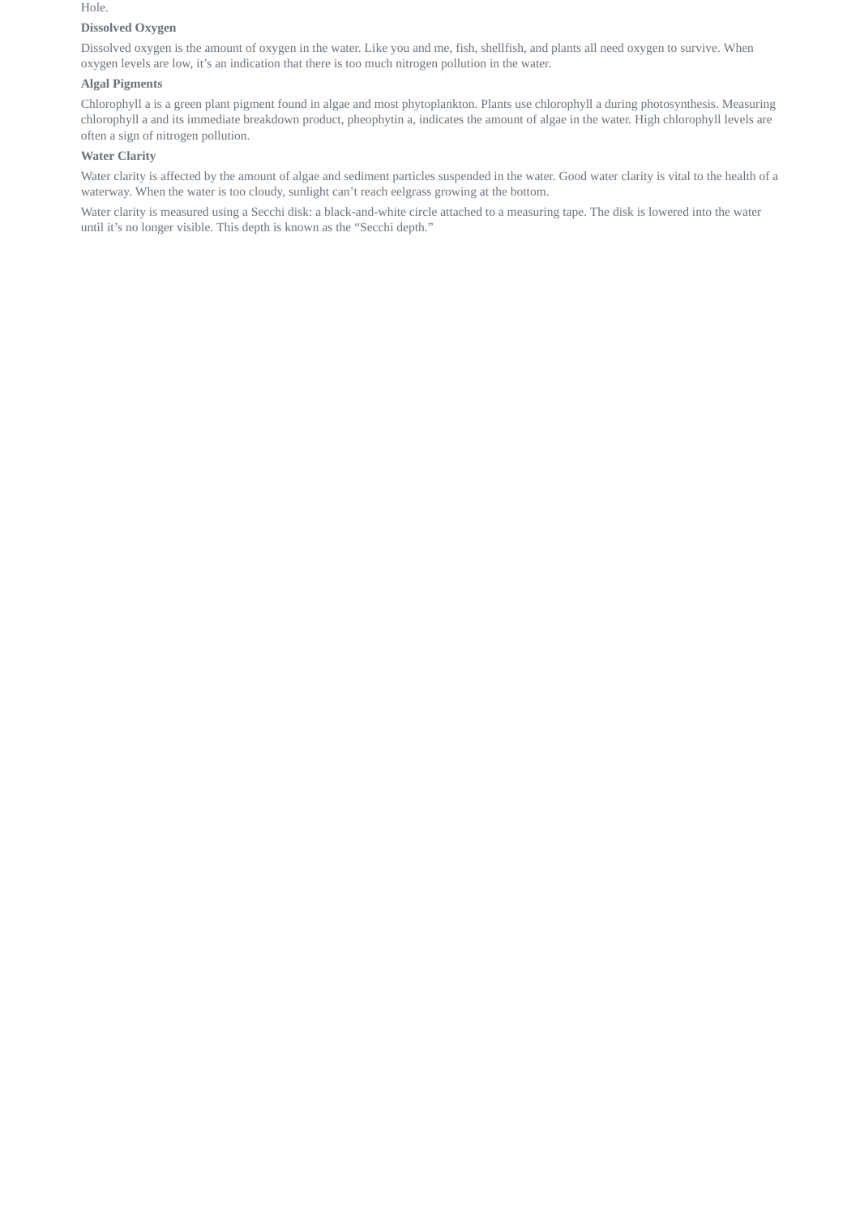Hole.

**Dissolved Oxygen**

Dissolved oxygen is the amount of oxygen in the water. Like you and me, fish, shellfish, and plants all need oxygen to survive. When oxygen levels are low, it's an indication that there is too much nitrogen pollution in the water.

**Algal Pigments**

Chlorophyll a is a green plant pigment found in algae and most phytoplankton. Plants use chlorophyll a during photosynthesis. Measuring chlorophyll a and its immediate breakdown product, pheophytin a, indicates the amount of algae in the water. High chlorophyll levels are often a sign of nitrogen pollution.

**Water Clarity**

Water clarity is affected by the amount of algae and sediment particles suspended in the water. Good water clarity is vital to the health of a waterway. When the water is too cloudy, sunlight can't reach eelgrass growing at the bottom.

Water clarity is measured using a Secchi disk: a black-and-white circle attached to a measuring tape. The disk is lowered into the water until it's no longer visible. This depth is known as the "Secchi depth."